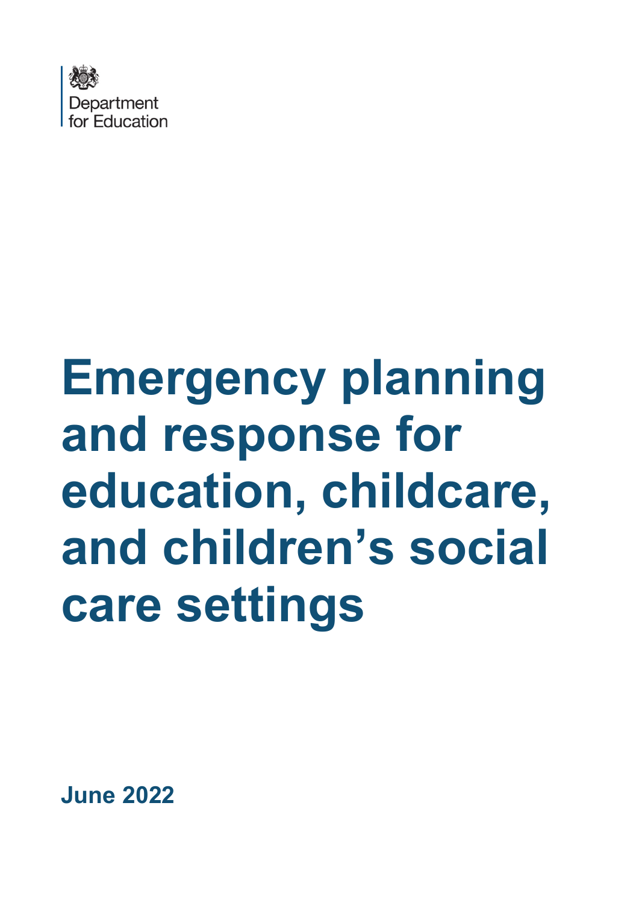Department for Education

# Emergency planning and response for education, childcare, and children's social care settings

**June 2022**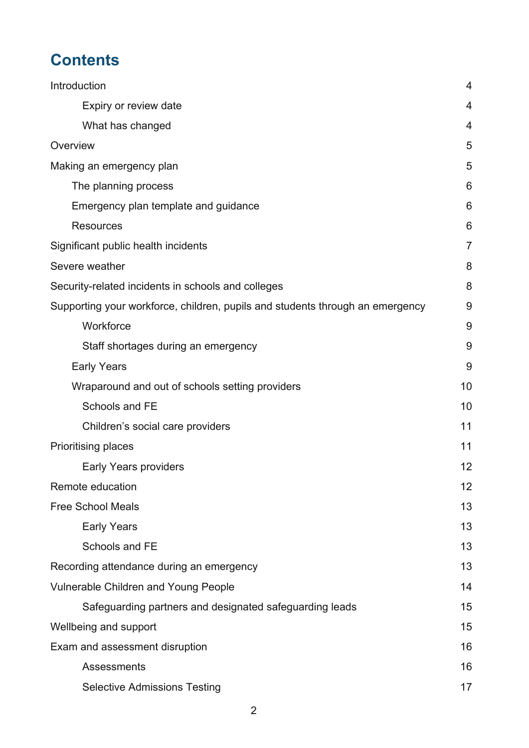# Contents

| | |
|---|---|
| Introduction | 4 |
| Expiry or review date | 4 |
| What has changed | 4 |
| Overview | 5 |
| Making an emergency plan | 5 |
| The planning process | 6 |
| Emergency plan template and guidance | 6 |
| Resources | 6 |
| Significant public health incidents | 7 |
| Severe weather | 8 |
| Security-related incidents in schools and colleges | 8 |
| Supporting your workforce, children, pupils and students through an emergency | 9 |
| Workforce | 9 |
| Staff shortages during an emergency | 9 |
| Early Years | 9 |
| Wraparound and out of schools setting providers | 10 |
| Schools and FE | 10 |
| Children's social care providers | 11 |
| Prioritising places | 11 |
| Early Years providers | 12 |
| Remote education | 12 |
| Free School Meals | 13 |
| Early Years | 13 |
| Schools and FE | 13 |
| Recording attendance during an emergency | 13 |
| Vulnerable Children and Young People | 14 |
| Safeguarding partners and designated safeguarding leads | 15 |
| Wellbeing and support | 15 |
| Exam and assessment disruption | 16 |
| Assessments | 16 |
| Selective Admissions Testing | 17 |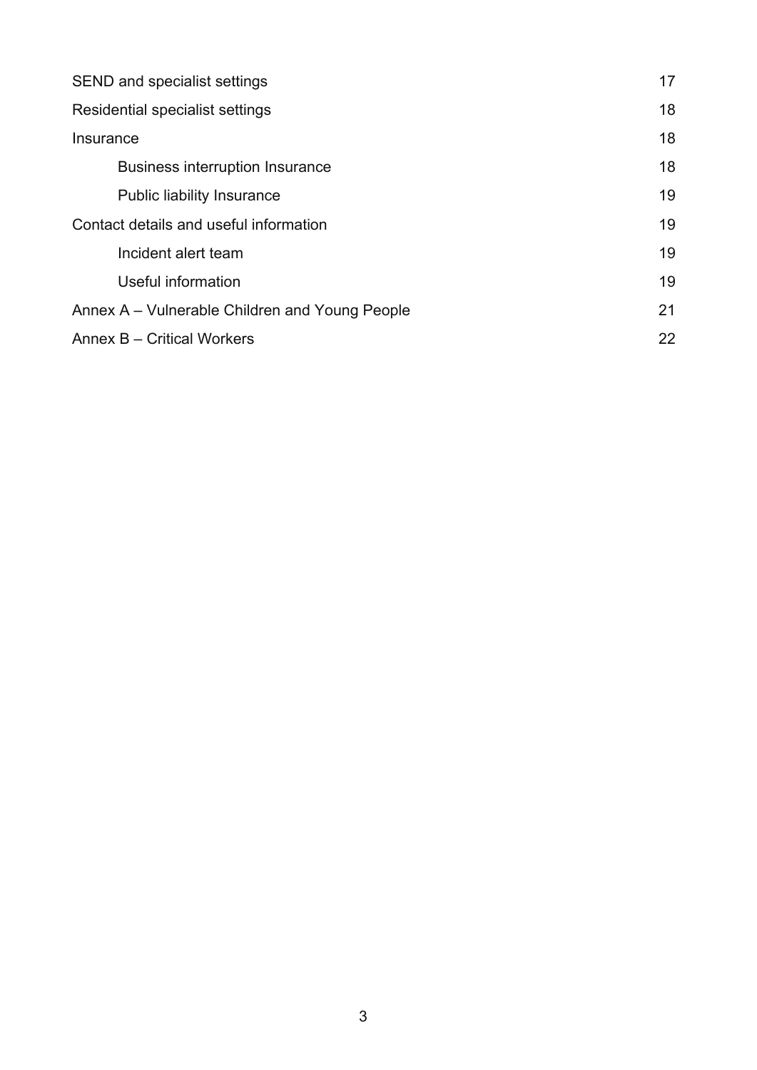| | |
|---|---|
| SEND and specialist settings | 17 |
| Residential specialist settings | 18 |
| Insurance | 18 |
| &nbsp;&nbsp;&nbsp;&nbsp;Business interruption Insurance | 18 |
| &nbsp;&nbsp;&nbsp;&nbsp;Public liability Insurance | 19 |
| Contact details and useful information | 19 |
| &nbsp;&nbsp;&nbsp;&nbsp;Incident alert team | 19 |
| &nbsp;&nbsp;&nbsp;&nbsp;Useful information | 19 |
| Annex A – Vulnerable Children and Young People | 21 |
| Annex B – Critical Workers | 22 |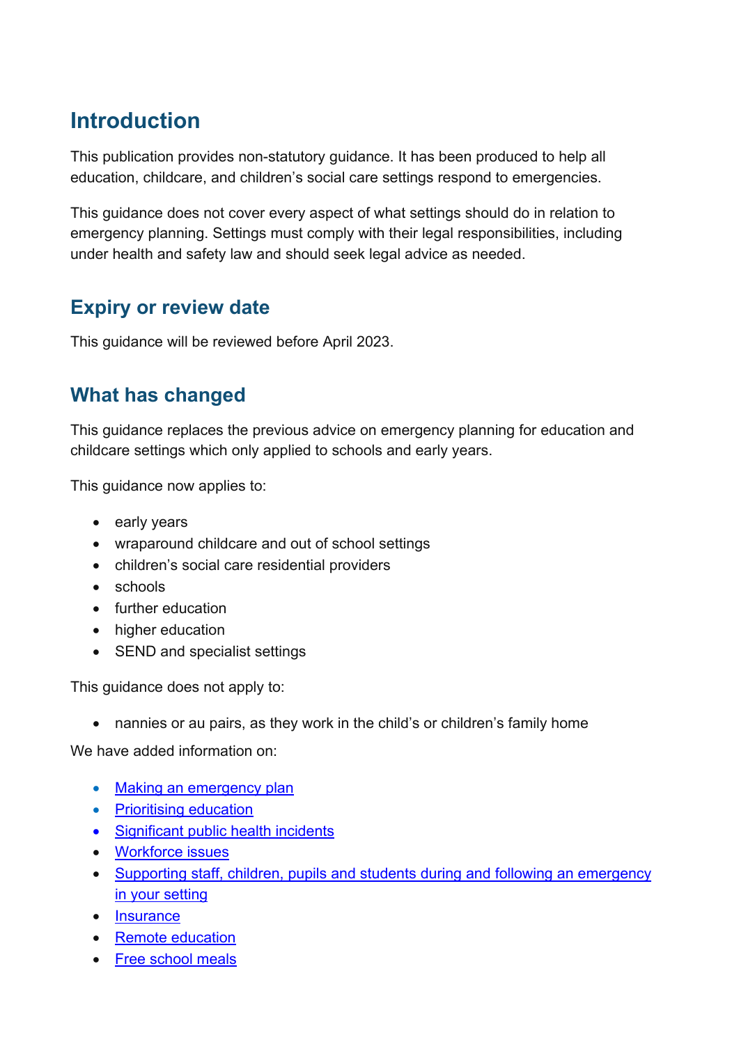## Introduction

This publication provides non-statutory guidance. It has been produced to help all education, childcare, and children's social care settings respond to emergencies.

This guidance does not cover every aspect of what settings should do in relation to emergency planning. Settings must comply with their legal responsibilities, including under health and safety law and should seek legal advice as needed.

### Expiry or review date

This guidance will be reviewed before April 2023.

### What has changed

This guidance replaces the previous advice on emergency planning for education and childcare settings which only applied to schools and early years.

This guidance now applies to:

- early years
- wraparound childcare and out of school settings
- children's social care residential providers
- schools
- further education
- higher education
- SEND and specialist settings

This guidance does not apply to:

- nannies or au pairs, as they work in the child's or children's family home

We have added information on:

- Making an emergency plan
- Prioritising education
- Significant public health incidents
- Workforce issues
- Supporting staff, children, pupils and students during and following an emergency in your setting
- Insurance
- Remote education
- Free school meals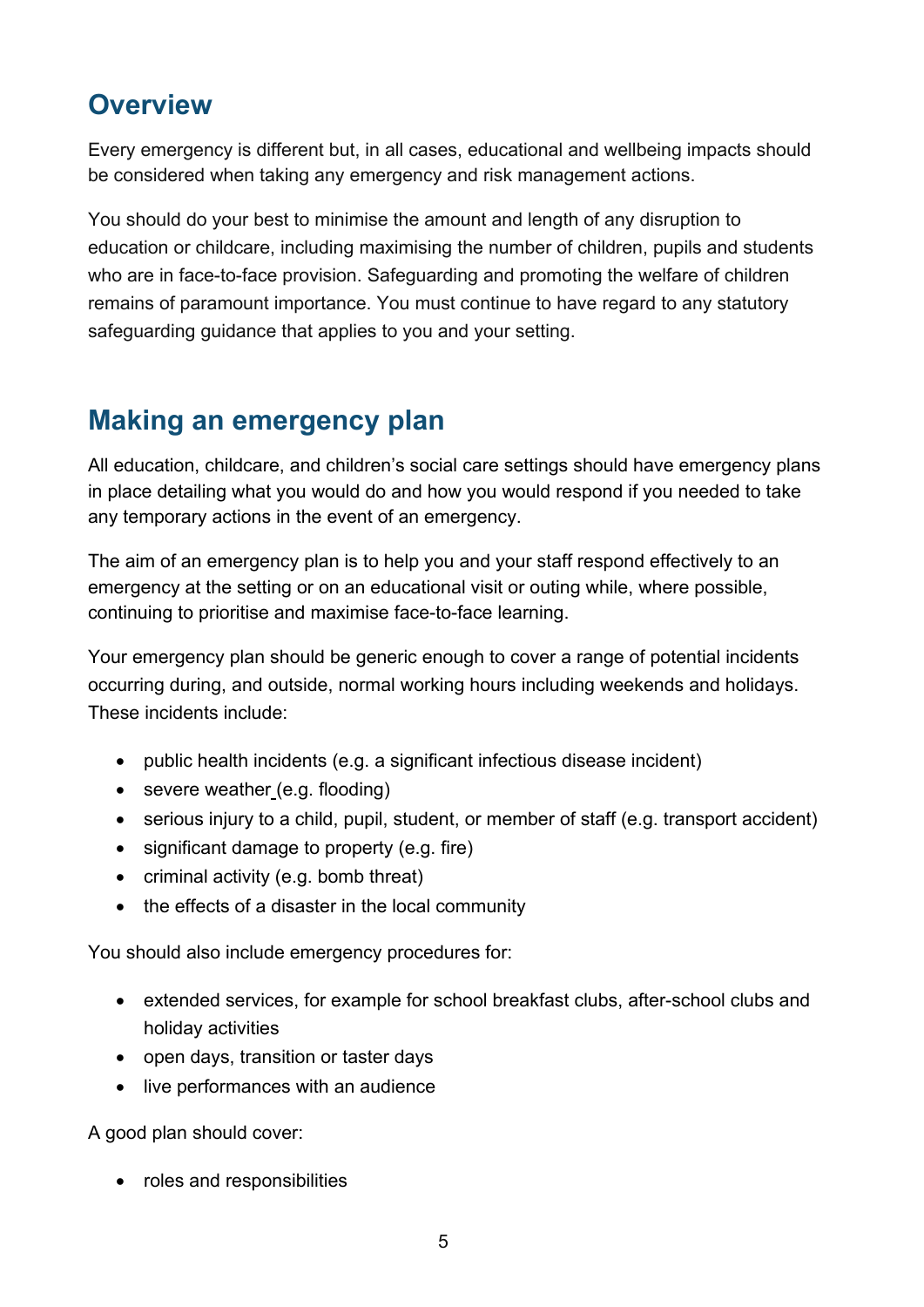## Overview

Every emergency is different but, in all cases, educational and wellbeing impacts should be considered when taking any emergency and risk management actions.

You should do your best to minimise the amount and length of any disruption to education or childcare, including maximising the number of children, pupils and students who are in face-to-face provision. Safeguarding and promoting the welfare of children remains of paramount importance. You must continue to have regard to any statutory safeguarding guidance that applies to you and your setting.

## Making an emergency plan

All education, childcare, and children's social care settings should have emergency plans in place detailing what you would do and how you would respond if you needed to take any temporary actions in the event of an emergency.

The aim of an emergency plan is to help you and your staff respond effectively to an emergency at the setting or on an educational visit or outing while, where possible, continuing to prioritise and maximise face-to-face learning.

Your emergency plan should be generic enough to cover a range of potential incidents occurring during, and outside, normal working hours including weekends and holidays. These incidents include:

- public health incidents (e.g. a significant infectious disease incident)
- severe weather (e.g. flooding)
- serious injury to a child, pupil, student, or member of staff (e.g. transport accident)
- significant damage to property (e.g. fire)
- criminal activity (e.g. bomb threat)
- the effects of a disaster in the local community

You should also include emergency procedures for:

- extended services, for example for school breakfast clubs, after-school clubs and holiday activities
- open days, transition or taster days
- live performances with an audience

A good plan should cover:

- roles and responsibilities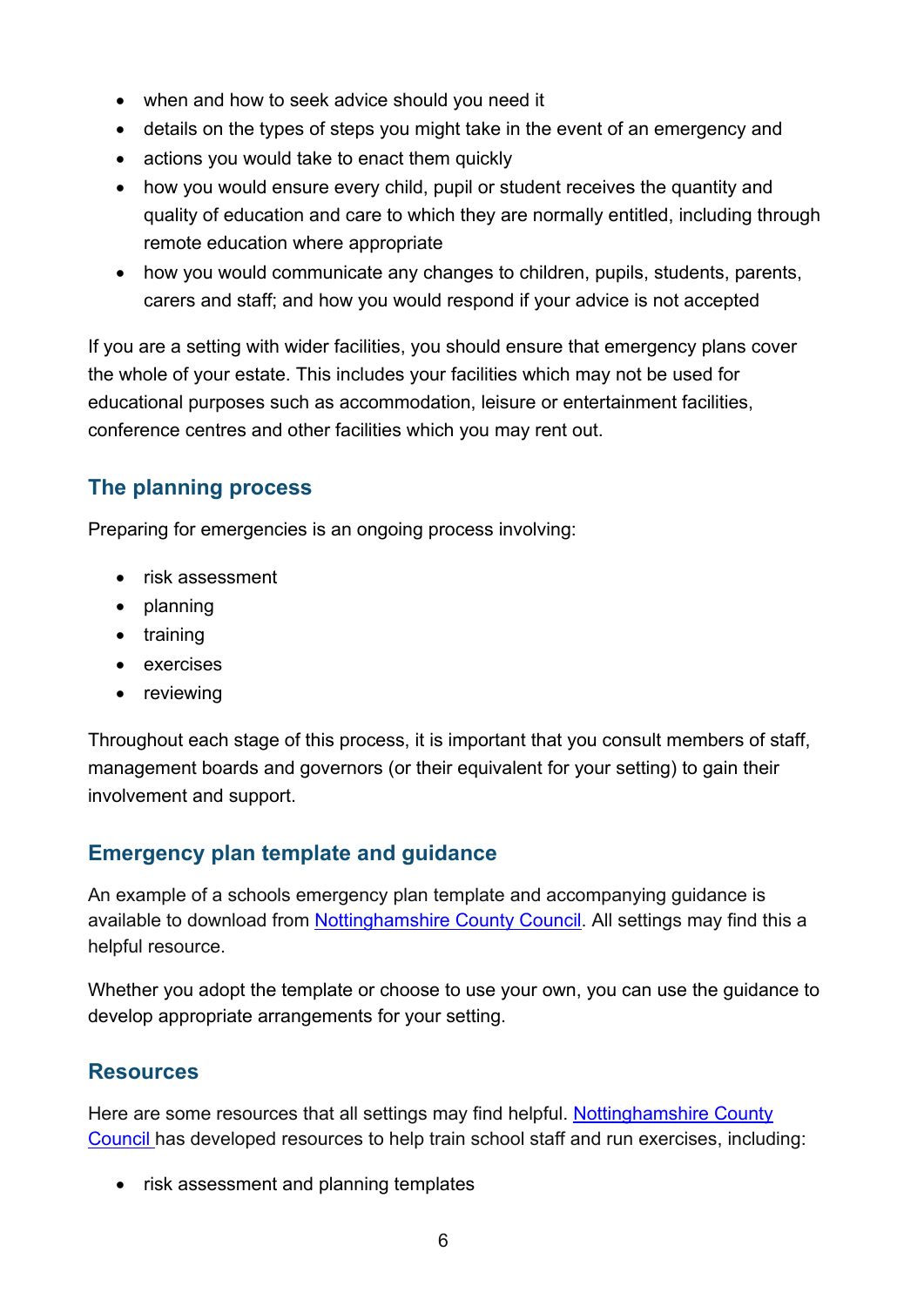- when and how to seek advice should you need it
- details on the types of steps you might take in the event of an emergency and
- actions you would take to enact them quickly
- how you would ensure every child, pupil or student receives the quantity and quality of education and care to which they are normally entitled, including through remote education where appropriate
- how you would communicate any changes to children, pupils, students, parents, carers and staff; and how you would respond if your advice is not accepted

If you are a setting with wider facilities, you should ensure that emergency plans cover the whole of your estate. This includes your facilities which may not be used for educational purposes such as accommodation, leisure or entertainment facilities, conference centres and other facilities which you may rent out.

## The planning process

Preparing for emergencies is an ongoing process involving:

- risk assessment
- planning
- training
- exercises
- reviewing

Throughout each stage of this process, it is important that you consult members of staff, management boards and governors (or their equivalent for your setting) to gain their involvement and support.

## Emergency plan template and guidance

An example of a schools emergency plan template and accompanying guidance is available to download from Nottinghamshire County Council. All settings may find this a helpful resource.

Whether you adopt the template or choose to use your own, you can use the guidance to develop appropriate arrangements for your setting.

## Resources

Here are some resources that all settings may find helpful. Nottinghamshire County Council has developed resources to help train school staff and run exercises, including:

- risk assessment and planning templates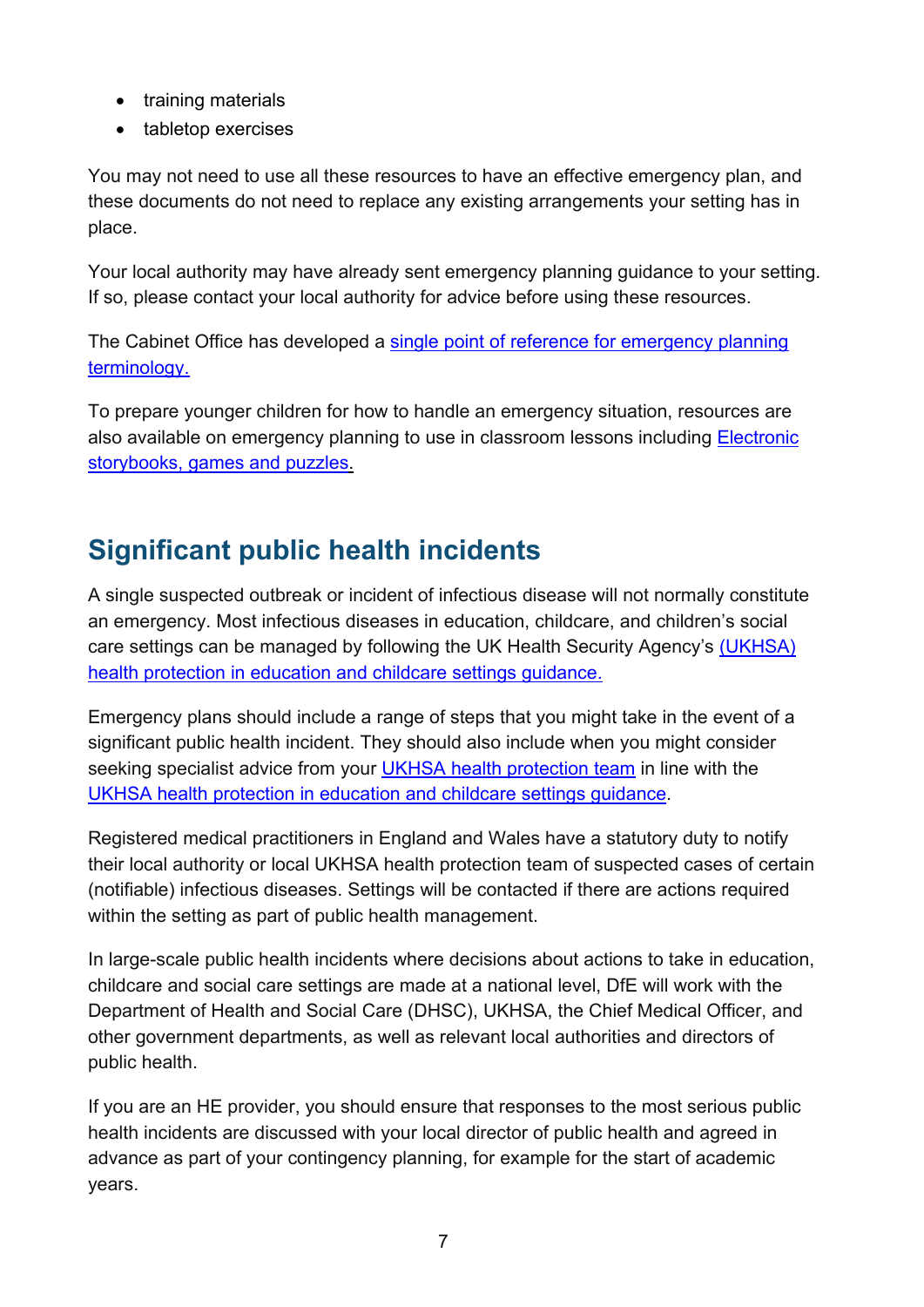- training materials
- tabletop exercises

You may not need to use all these resources to have an effective emergency plan, and these documents do not need to replace any existing arrangements your setting has in place.

Your local authority may have already sent emergency planning guidance to your setting. If so, please contact your local authority for advice before using these resources.

The Cabinet Office has developed a single point of reference for emergency planning terminology.

To prepare younger children for how to handle an emergency situation, resources are also available on emergency planning to use in classroom lessons including Electronic storybooks, games and puzzles.

## Significant public health incidents

A single suspected outbreak or incident of infectious disease will not normally constitute an emergency. Most infectious diseases in education, childcare, and children's social care settings can be managed by following the UK Health Security Agency's (UKHSA) health protection in education and childcare settings guidance.

Emergency plans should include a range of steps that you might take in the event of a significant public health incident. They should also include when you might consider seeking specialist advice from your UKHSA health protection team in line with the UKHSA health protection in education and childcare settings guidance.

Registered medical practitioners in England and Wales have a statutory duty to notify their local authority or local UKHSA health protection team of suspected cases of certain (notifiable) infectious diseases. Settings will be contacted if there are actions required within the setting as part of public health management.

In large-scale public health incidents where decisions about actions to take in education, childcare and social care settings are made at a national level, DfE will work with the Department of Health and Social Care (DHSC), UKHSA, the Chief Medical Officer, and other government departments, as well as relevant local authorities and directors of public health.

If you are an HE provider, you should ensure that responses to the most serious public health incidents are discussed with your local director of public health and agreed in advance as part of your contingency planning, for example for the start of academic years.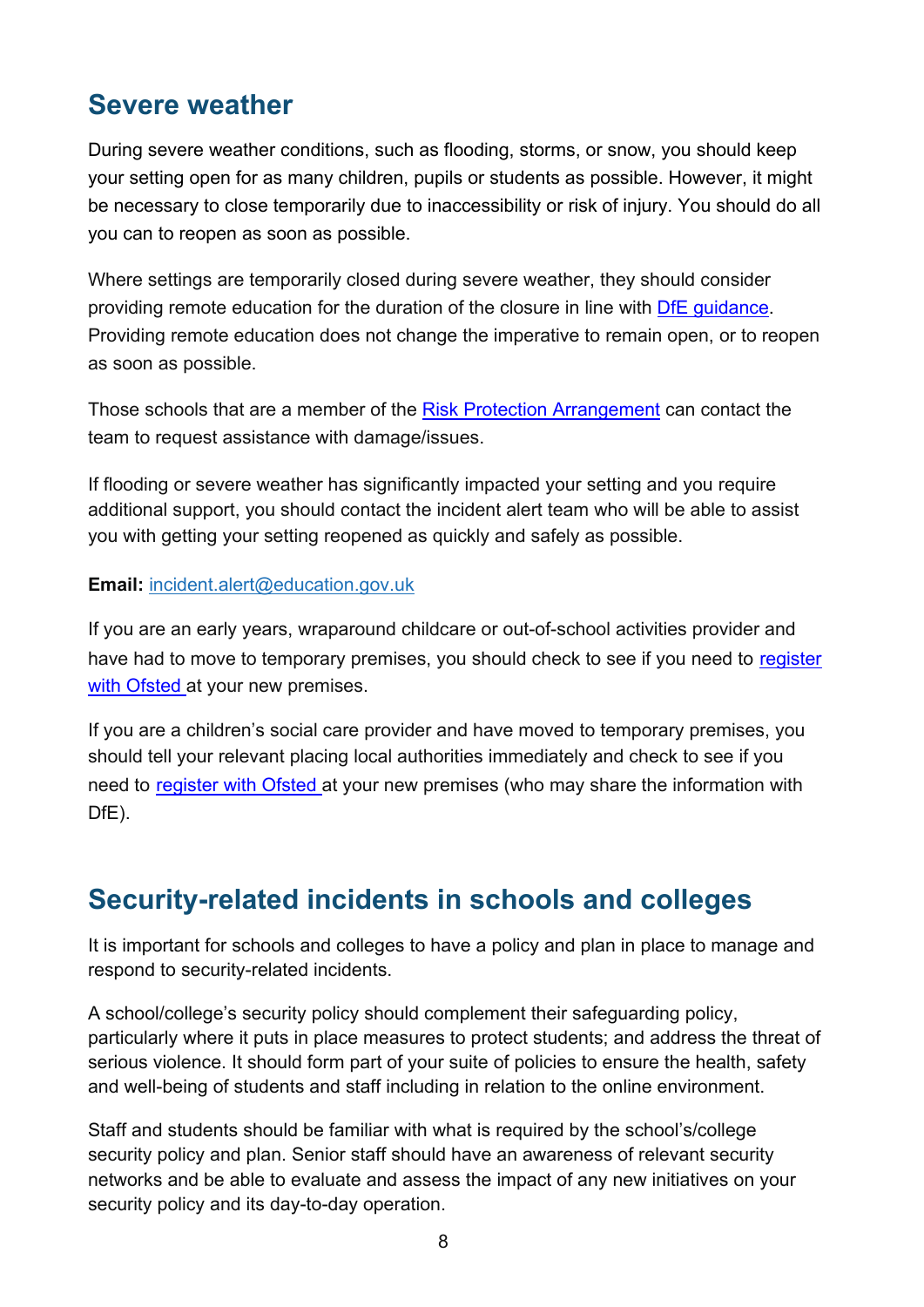## Severe weather

During severe weather conditions, such as flooding, storms, or snow, you should keep your setting open for as many children, pupils or students as possible. However, it might be necessary to close temporarily due to inaccessibility or risk of injury. You should do all you can to reopen as soon as possible.

Where settings are temporarily closed during severe weather, they should consider providing remote education for the duration of the closure in line with DfE guidance. Providing remote education does not change the imperative to remain open, or to reopen as soon as possible.

Those schools that are a member of the Risk Protection Arrangement can contact the team to request assistance with damage/issues.

If flooding or severe weather has significantly impacted your setting and you require additional support, you should contact the incident alert team who will be able to assist you with getting your setting reopened as quickly and safely as possible.

**Email:** incident.alert@education.gov.uk

If you are an early years, wraparound childcare or out-of-school activities provider and have had to move to temporary premises, you should check to see if you need to register with Ofsted at your new premises.

If you are a children's social care provider and have moved to temporary premises, you should tell your relevant placing local authorities immediately and check to see if you need to register with Ofsted at your new premises (who may share the information with DfE).

## Security-related incidents in schools and colleges

It is important for schools and colleges to have a policy and plan in place to manage and respond to security-related incidents.

A school/college's security policy should complement their safeguarding policy, particularly where it puts in place measures to protect students; and address the threat of serious violence. It should form part of your suite of policies to ensure the health, safety and well-being of students and staff including in relation to the online environment.

Staff and students should be familiar with what is required by the school's/college security policy and plan. Senior staff should have an awareness of relevant security networks and be able to evaluate and assess the impact of any new initiatives on your security policy and its day-to-day operation.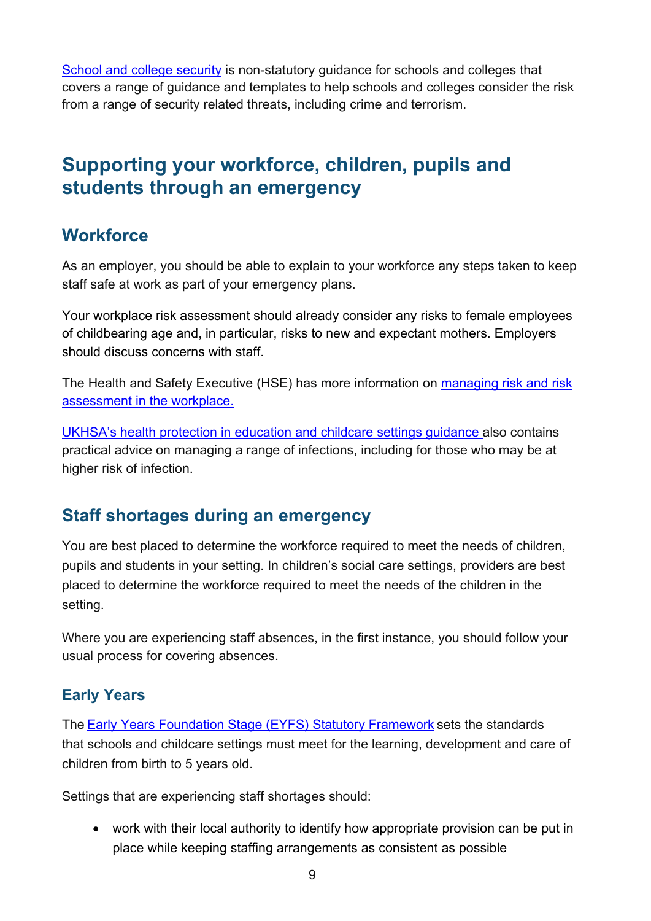School and college security is non-statutory guidance for schools and colleges that covers a range of guidance and templates to help schools and colleges consider the risk from a range of security related threats, including crime and terrorism.

## Supporting your workforce, children, pupils and students through an emergency

### Workforce

As an employer, you should be able to explain to your workforce any steps taken to keep staff safe at work as part of your emergency plans.

Your workplace risk assessment should already consider any risks to female employees of childbearing age and, in particular, risks to new and expectant mothers. Employers should discuss concerns with staff.

The Health and Safety Executive (HSE) has more information on managing risk and risk assessment in the workplace.

UKHSA's health protection in education and childcare settings guidance also contains practical advice on managing a range of infections, including for those who may be at higher risk of infection.

### Staff shortages during an emergency

You are best placed to determine the workforce required to meet the needs of children, pupils and students in your setting. In children's social care settings, providers are best placed to determine the workforce required to meet the needs of the children in the setting.

Where you are experiencing staff absences, in the first instance, you should follow your usual process for covering absences.

#### Early Years

The Early Years Foundation Stage (EYFS) Statutory Framework sets the standards that schools and childcare settings must meet for the learning, development and care of children from birth to 5 years old.

Settings that are experiencing staff shortages should:

- work with their local authority to identify how appropriate provision can be put in place while keeping staffing arrangements as consistent as possible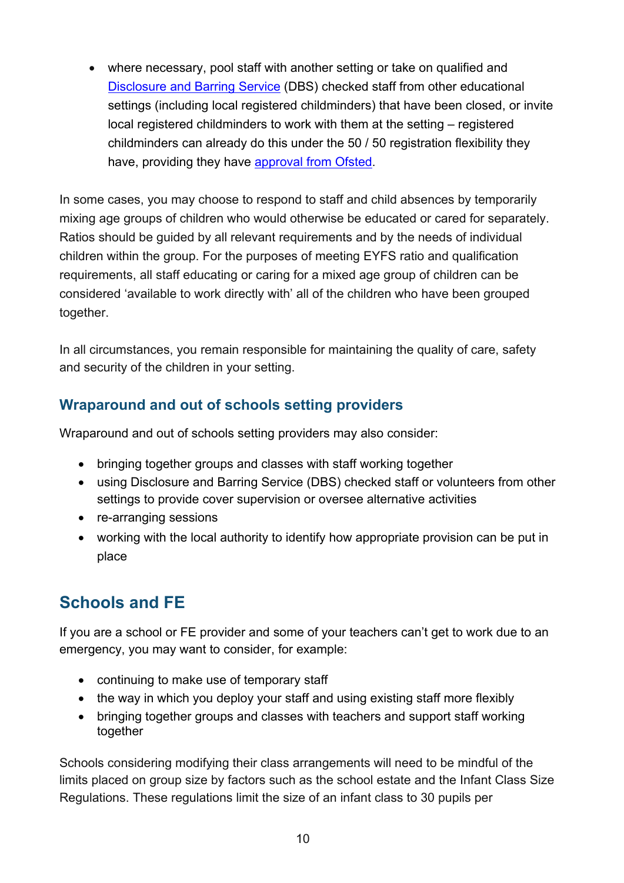- where necessary, pool staff with another setting or take on qualified and [Disclosure and Barring Service](#) (DBS) checked staff from other educational settings (including local registered childminders) that have been closed, or invite local registered childminders to work with them at the setting – registered childminders can already do this under the 50 / 50 registration flexibility they have, providing they have [approval from Ofsted](#).

In some cases, you may choose to respond to staff and child absences by temporarily mixing age groups of children who would otherwise be educated or cared for separately. Ratios should be guided by all relevant requirements and by the needs of individual children within the group. For the purposes of meeting EYFS ratio and qualification requirements, all staff educating or caring for a mixed age group of children can be considered 'available to work directly with' all of the children who have been grouped together.

In all circumstances, you remain responsible for maintaining the quality of care, safety and security of the children in your setting.

### Wraparound and out of schools setting providers

Wraparound and out of schools setting providers may also consider:

- bringing together groups and classes with staff working together
- using Disclosure and Barring Service (DBS) checked staff or volunteers from other settings to provide cover supervision or oversee alternative activities
- re-arranging sessions
- working with the local authority to identify how appropriate provision can be put in place

## Schools and FE

If you are a school or FE provider and some of your teachers can't get to work due to an emergency, you may want to consider, for example:

- continuing to make use of temporary staff
- the way in which you deploy your staff and using existing staff more flexibly
- bringing together groups and classes with teachers and support staff working together

Schools considering modifying their class arrangements will need to be mindful of the limits placed on group size by factors such as the school estate and the Infant Class Size Regulations. These regulations limit the size of an infant class to 30 pupils per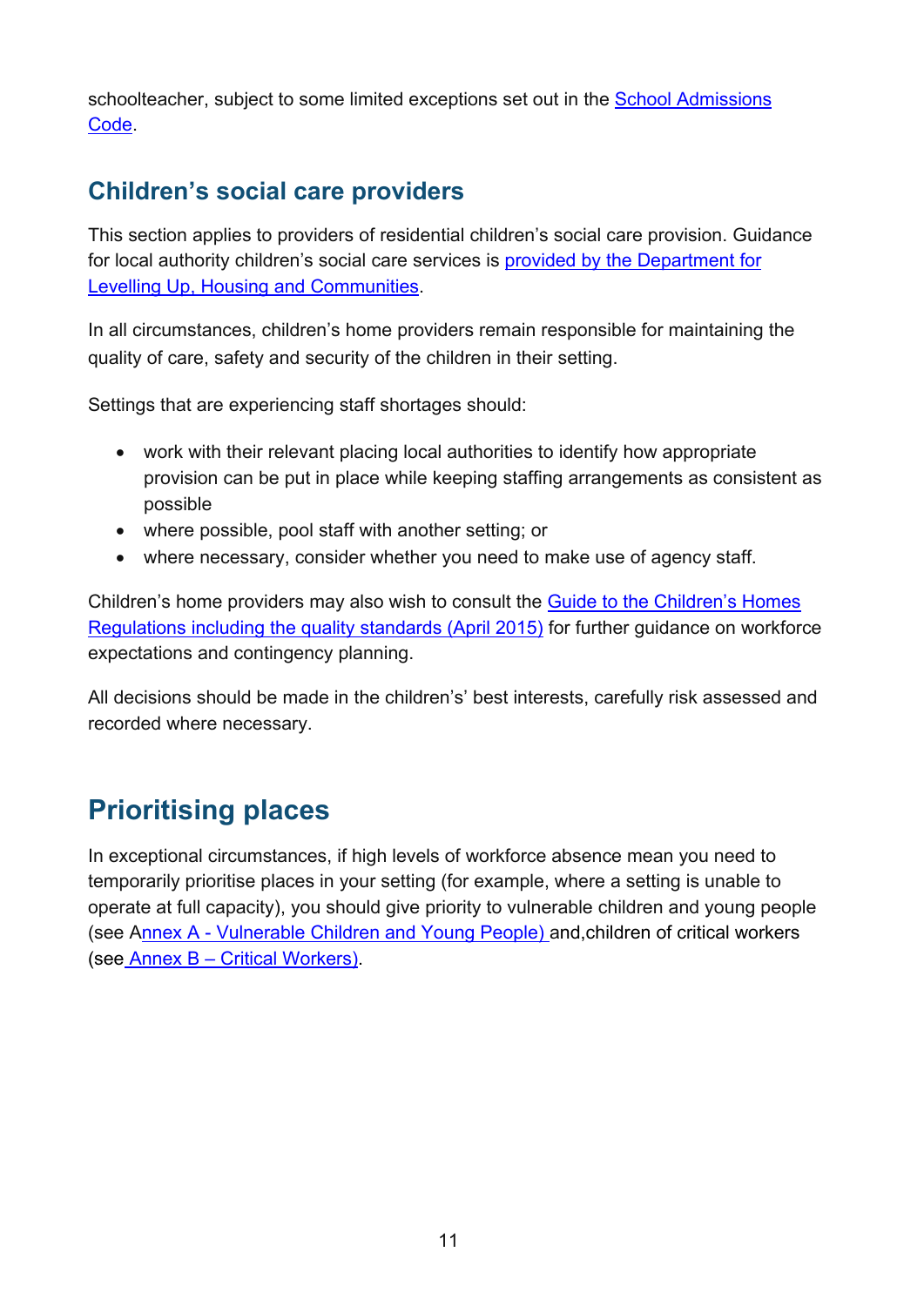schoolteacher, subject to some limited exceptions set out in the School Admissions Code.

## Children's social care providers

This section applies to providers of residential children's social care provision. Guidance for local authority children's social care services is provided by the Department for Levelling Up, Housing and Communities.

In all circumstances, children's home providers remain responsible for maintaining the quality of care, safety and security of the children in their setting.

Settings that are experiencing staff shortages should:

- work with their relevant placing local authorities to identify how appropriate provision can be put in place while keeping staffing arrangements as consistent as possible
- where possible, pool staff with another setting; or
- where necessary, consider whether you need to make use of agency staff.

Children's home providers may also wish to consult the Guide to the Children's Homes Regulations including the quality standards (April 2015) for further guidance on workforce expectations and contingency planning.

All decisions should be made in the children's' best interests, carefully risk assessed and recorded where necessary.

# Prioritising places

In exceptional circumstances, if high levels of workforce absence mean you need to temporarily prioritise places in your setting (for example, where a setting is unable to operate at full capacity), you should give priority to vulnerable children and young people (see Annex A - Vulnerable Children and Young People) and,children of critical workers (see Annex B – Critical Workers).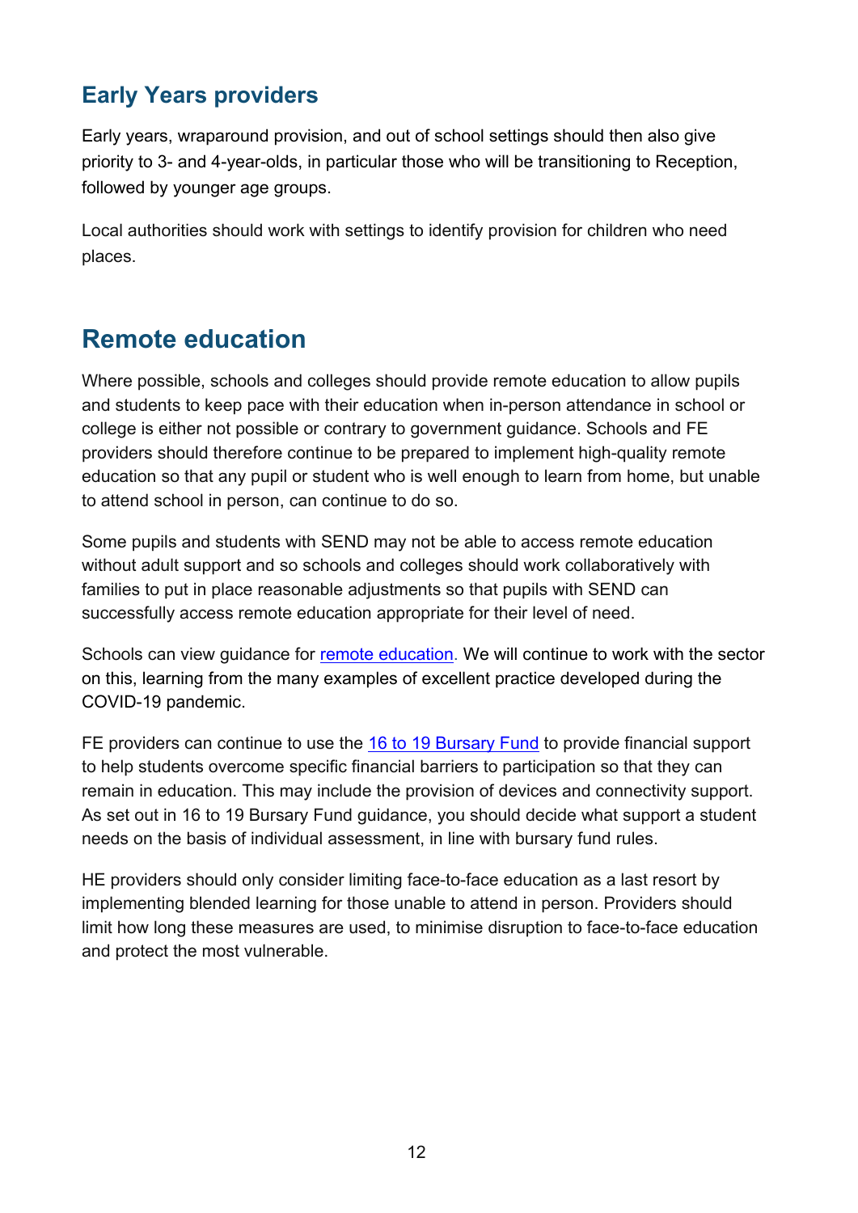### Early Years providers

Early years, wraparound provision, and out of school settings should then also give priority to 3- and 4-year-olds, in particular those who will be transitioning to Reception, followed by younger age groups.

Local authorities should work with settings to identify provision for children who need places.

## Remote education

Where possible, schools and colleges should provide remote education to allow pupils and students to keep pace with their education when in-person attendance in school or college is either not possible or contrary to government guidance. Schools and FE providers should therefore continue to be prepared to implement high-quality remote education so that any pupil or student who is well enough to learn from home, but unable to attend school in person, can continue to do so.

Some pupils and students with SEND may not be able to access remote education without adult support and so schools and colleges should work collaboratively with families to put in place reasonable adjustments so that pupils with SEND can successfully access remote education appropriate for their level of need.

Schools can view guidance for remote education. We will continue to work with the sector on this, learning from the many examples of excellent practice developed during the COVID-19 pandemic.

FE providers can continue to use the 16 to 19 Bursary Fund to provide financial support to help students overcome specific financial barriers to participation so that they can remain in education. This may include the provision of devices and connectivity support. As set out in 16 to 19 Bursary Fund guidance, you should decide what support a student needs on the basis of individual assessment, in line with bursary fund rules.

HE providers should only consider limiting face-to-face education as a last resort by implementing blended learning for those unable to attend in person. Providers should limit how long these measures are used, to minimise disruption to face-to-face education and protect the most vulnerable.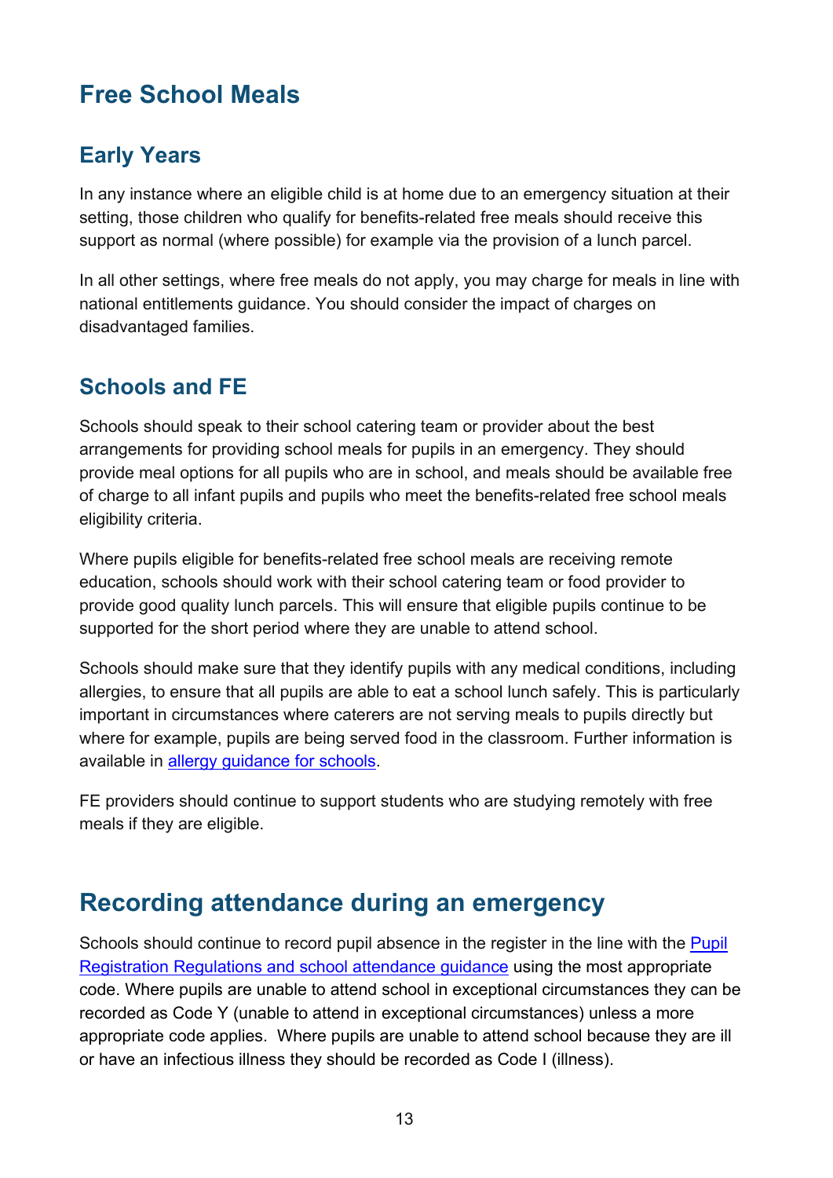# Free School Meals

## Early Years

In any instance where an eligible child is at home due to an emergency situation at their setting, those children who qualify for benefits-related free meals should receive this support as normal (where possible) for example via the provision of a lunch parcel.

In all other settings, where free meals do not apply, you may charge for meals in line with national entitlements guidance. You should consider the impact of charges on disadvantaged families.

## Schools and FE

Schools should speak to their school catering team or provider about the best arrangements for providing school meals for pupils in an emergency. They should provide meal options for all pupils who are in school, and meals should be available free of charge to all infant pupils and pupils who meet the benefits-related free school meals eligibility criteria.

Where pupils eligible for benefits-related free school meals are receiving remote education, schools should work with their school catering team or food provider to provide good quality lunch parcels. This will ensure that eligible pupils continue to be supported for the short period where they are unable to attend school.

Schools should make sure that they identify pupils with any medical conditions, including allergies, to ensure that all pupils are able to eat a school lunch safely. This is particularly important in circumstances where caterers are not serving meals to pupils directly but where for example, pupils are being served food in the classroom. Further information is available in allergy guidance for schools.

FE providers should continue to support students who are studying remotely with free meals if they are eligible.

# Recording attendance during an emergency

Schools should continue to record pupil absence in the register in the line with the Pupil Registration Regulations and school attendance guidance using the most appropriate code. Where pupils are unable to attend school in exceptional circumstances they can be recorded as Code Y (unable to attend in exceptional circumstances) unless a more appropriate code applies. Where pupils are unable to attend school because they are ill or have an infectious illness they should be recorded as Code I (illness).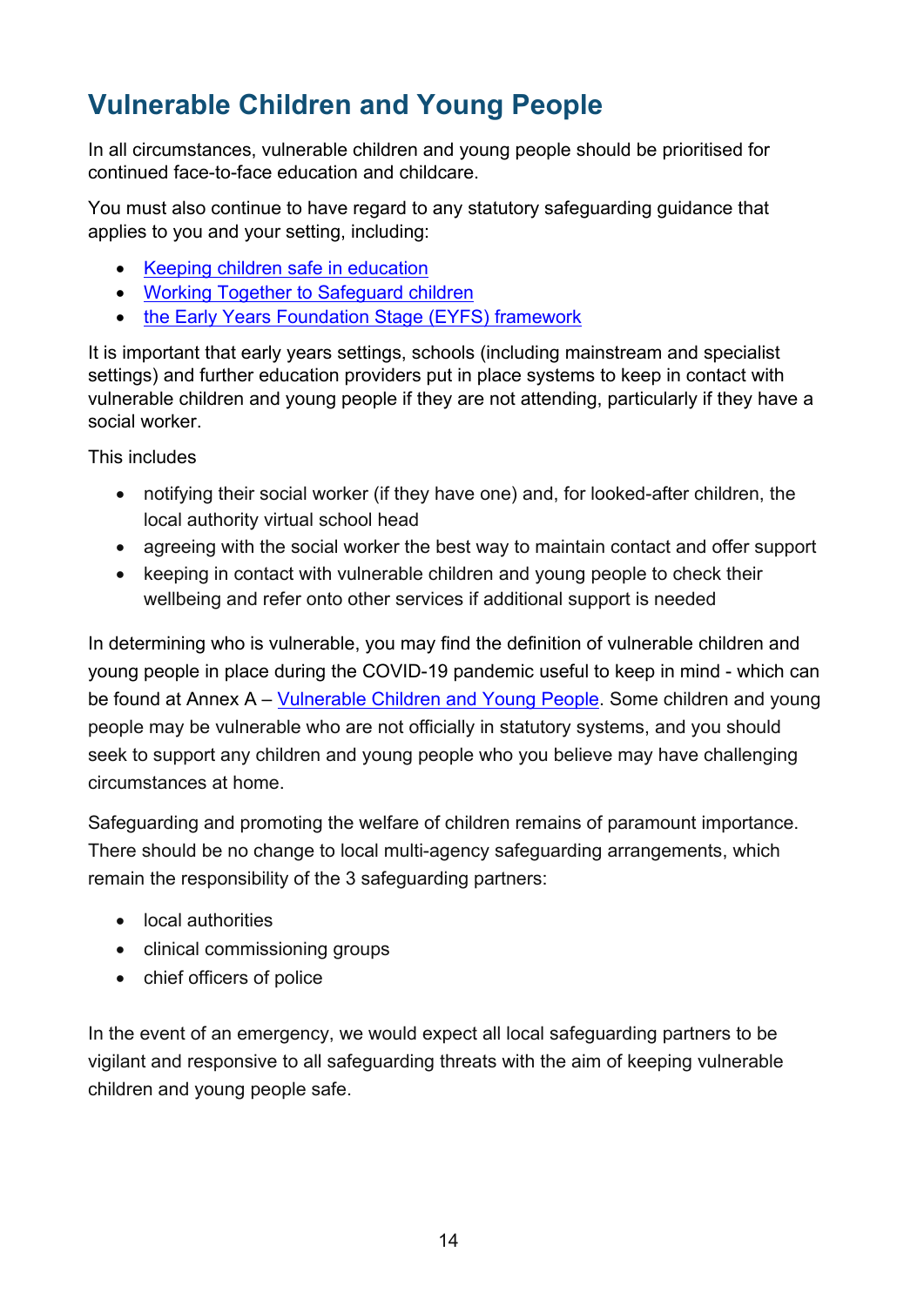## Vulnerable Children and Young People

In all circumstances, vulnerable children and young people should be prioritised for continued face-to-face education and childcare.

You must also continue to have regard to any statutory safeguarding guidance that applies to you and your setting, including:

- Keeping children safe in education
- Working Together to Safeguard children
- the Early Years Foundation Stage (EYFS) framework

It is important that early years settings, schools (including mainstream and specialist settings) and further education providers put in place systems to keep in contact with vulnerable children and young people if they are not attending, particularly if they have a social worker.

This includes

- notifying their social worker (if they have one) and, for looked-after children, the local authority virtual school head
- agreeing with the social worker the best way to maintain contact and offer support
- keeping in contact with vulnerable children and young people to check their wellbeing and refer onto other services if additional support is needed

In determining who is vulnerable, you may find the definition of vulnerable children and young people in place during the COVID-19 pandemic useful to keep in mind - which can be found at Annex A – Vulnerable Children and Young People. Some children and young people may be vulnerable who are not officially in statutory systems, and you should seek to support any children and young people who you believe may have challenging circumstances at home.

Safeguarding and promoting the welfare of children remains of paramount importance. There should be no change to local multi-agency safeguarding arrangements, which remain the responsibility of the 3 safeguarding partners:

- local authorities
- clinical commissioning groups
- chief officers of police

In the event of an emergency, we would expect all local safeguarding partners to be vigilant and responsive to all safeguarding threats with the aim of keeping vulnerable children and young people safe.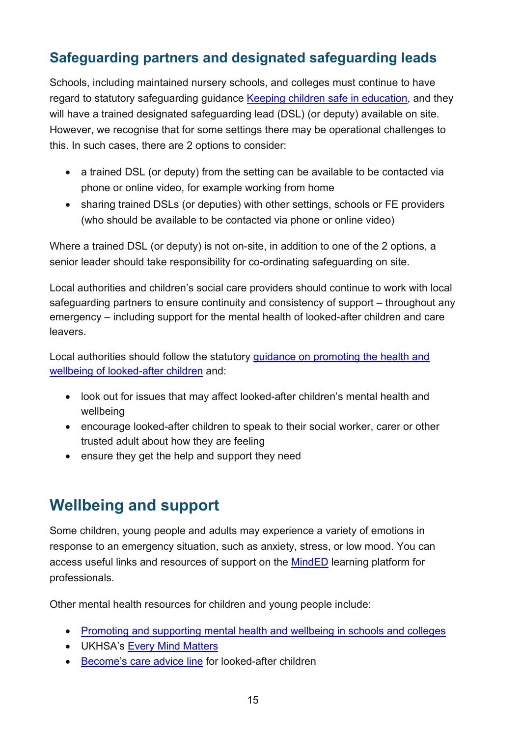## Safeguarding partners and designated safeguarding leads

Schools, including maintained nursery schools, and colleges must continue to have regard to statutory safeguarding guidance Keeping children safe in education, and they will have a trained designated safeguarding lead (DSL) (or deputy) available on site. However, we recognise that for some settings there may be operational challenges to this. In such cases, there are 2 options to consider:

- a trained DSL (or deputy) from the setting can be available to be contacted via phone or online video, for example working from home
- sharing trained DSLs (or deputies) with other settings, schools or FE providers (who should be available to be contacted via phone or online video)

Where a trained DSL (or deputy) is not on-site, in addition to one of the 2 options, a senior leader should take responsibility for co-ordinating safeguarding on site.

Local authorities and children's social care providers should continue to work with local safeguarding partners to ensure continuity and consistency of support – throughout any emergency – including support for the mental health of looked-after children and care leavers.

Local authorities should follow the statutory guidance on promoting the health and wellbeing of looked-after children and:

- look out for issues that may affect looked-after children's mental health and wellbeing
- encourage looked-after children to speak to their social worker, carer or other trusted adult about how they are feeling
- ensure they get the help and support they need

# Wellbeing and support

Some children, young people and adults may experience a variety of emotions in response to an emergency situation, such as anxiety, stress, or low mood. You can access useful links and resources of support on the MindED learning platform for professionals.

Other mental health resources for children and young people include:

- Promoting and supporting mental health and wellbeing in schools and colleges
- UKHSA's Every Mind Matters
- Become's care advice line for looked-after children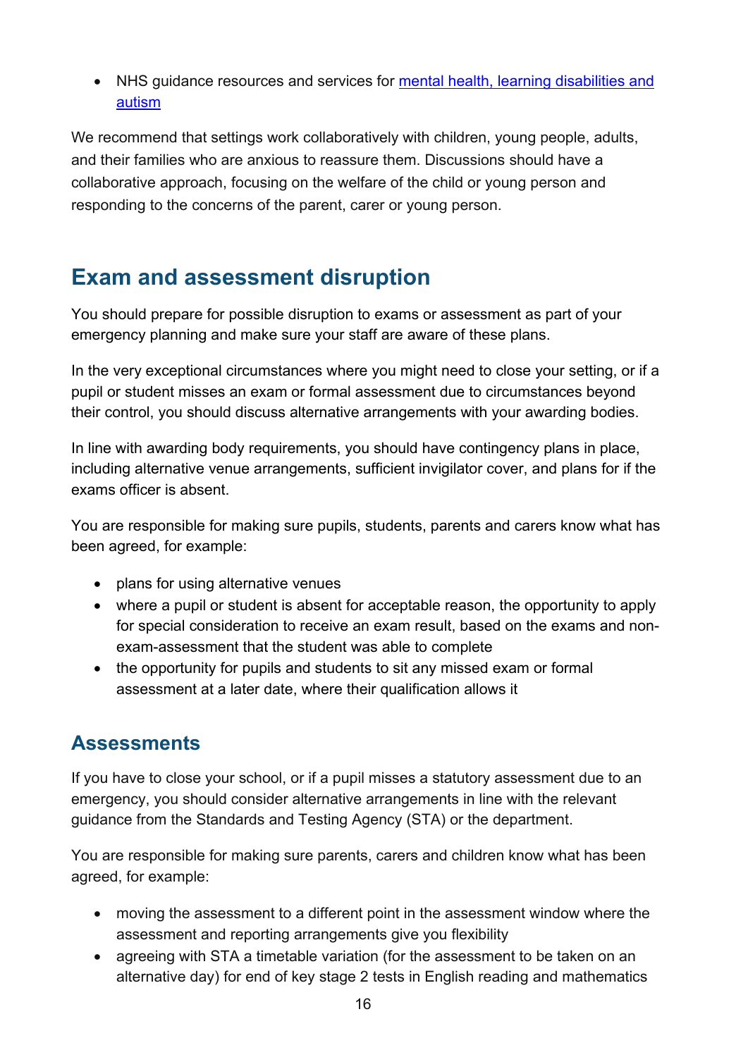- NHS guidance resources and services for [mental health, learning disabilities and autism]

We recommend that settings work collaboratively with children, young people, adults, and their families who are anxious to reassure them. Discussions should have a collaborative approach, focusing on the welfare of the child or young person and responding to the concerns of the parent, carer or young person.

## Exam and assessment disruption

You should prepare for possible disruption to exams or assessment as part of your emergency planning and make sure your staff are aware of these plans.

In the very exceptional circumstances where you might need to close your setting, or if a pupil or student misses an exam or formal assessment due to circumstances beyond their control, you should discuss alternative arrangements with your awarding bodies.

In line with awarding body requirements, you should have contingency plans in place, including alternative venue arrangements, sufficient invigilator cover, and plans for if the exams officer is absent.

You are responsible for making sure pupils, students, parents and carers know what has been agreed, for example:

- plans for using alternative venues
- where a pupil or student is absent for acceptable reason, the opportunity to apply for special consideration to receive an exam result, based on the exams and non-exam-assessment that the student was able to complete
- the opportunity for pupils and students to sit any missed exam or formal assessment at a later date, where their qualification allows it

### Assessments

If you have to close your school, or if a pupil misses a statutory assessment due to an emergency, you should consider alternative arrangements in line with the relevant guidance from the Standards and Testing Agency (STA) or the department.

You are responsible for making sure parents, carers and children know what has been agreed, for example:

- moving the assessment to a different point in the assessment window where the assessment and reporting arrangements give you flexibility
- agreeing with STA a timetable variation (for the assessment to be taken on an alternative day) for end of key stage 2 tests in English reading and mathematics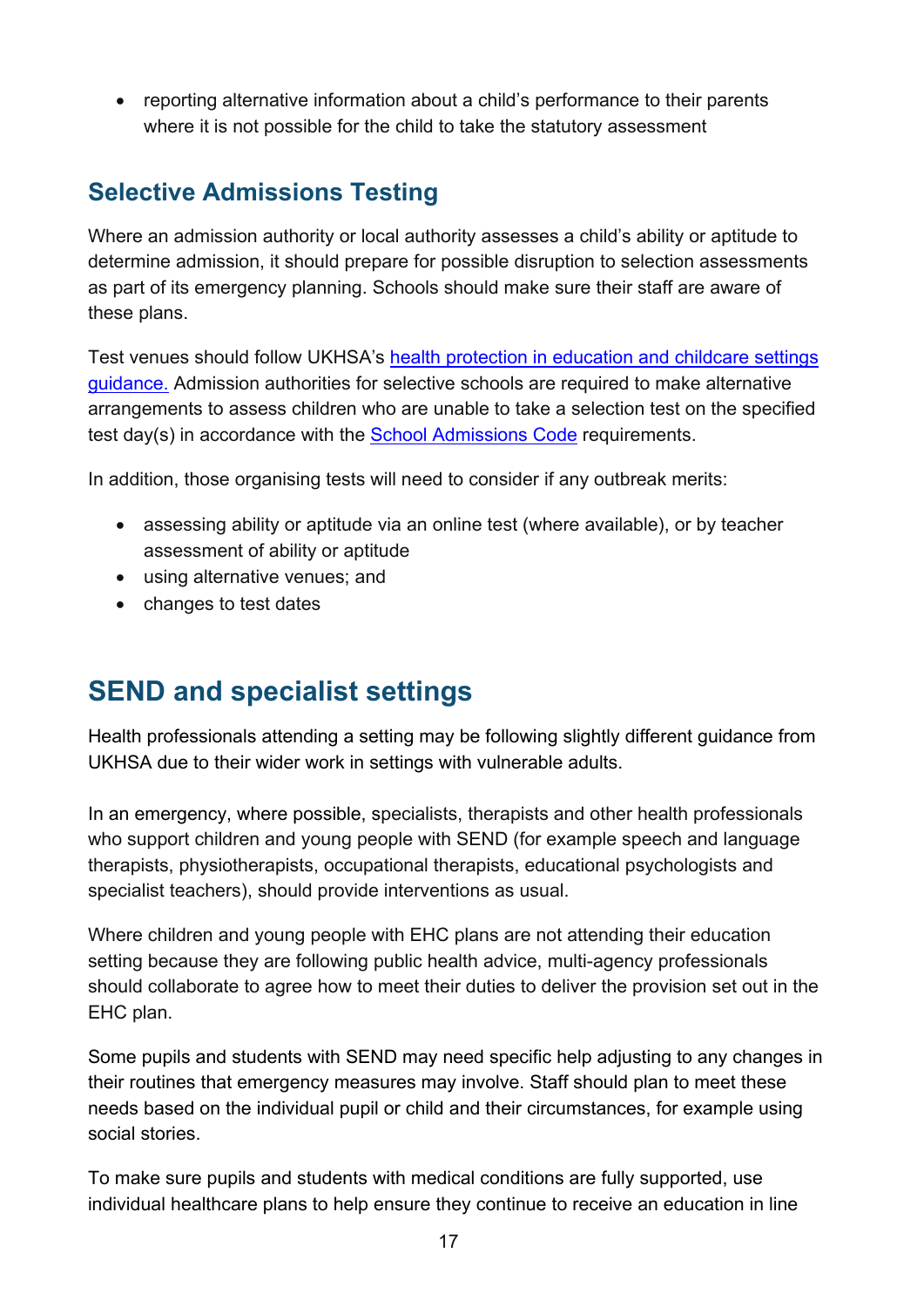- reporting alternative information about a child's performance to their parents where it is not possible for the child to take the statutory assessment

## Selective Admissions Testing

Where an admission authority or local authority assesses a child's ability or aptitude to determine admission, it should prepare for possible disruption to selection assessments as part of its emergency planning. Schools should make sure their staff are aware of these plans.

Test venues should follow UKHSA's [health protection in education and childcare settings guidance.](#) Admission authorities for selective schools are required to make alternative arrangements to assess children who are unable to take a selection test on the specified test day(s) in accordance with the [School Admissions Code](#) requirements.

In addition, those organising tests will need to consider if any outbreak merits:

- assessing ability or aptitude via an online test (where available), or by teacher assessment of ability or aptitude
- using alternative venues; and
- changes to test dates

# SEND and specialist settings

Health professionals attending a setting may be following slightly different guidance from UKHSA due to their wider work in settings with vulnerable adults.

In an emergency, where possible, specialists, therapists and other health professionals who support children and young people with SEND (for example speech and language therapists, physiotherapists, occupational therapists, educational psychologists and specialist teachers), should provide interventions as usual.

Where children and young people with EHC plans are not attending their education setting because they are following public health advice, multi-agency professionals should collaborate to agree how to meet their duties to deliver the provision set out in the EHC plan.

Some pupils and students with SEND may need specific help adjusting to any changes in their routines that emergency measures may involve. Staff should plan to meet these needs based on the individual pupil or child and their circumstances, for example using social stories.

To make sure pupils and students with medical conditions are fully supported, use individual healthcare plans to help ensure they continue to receive an education in line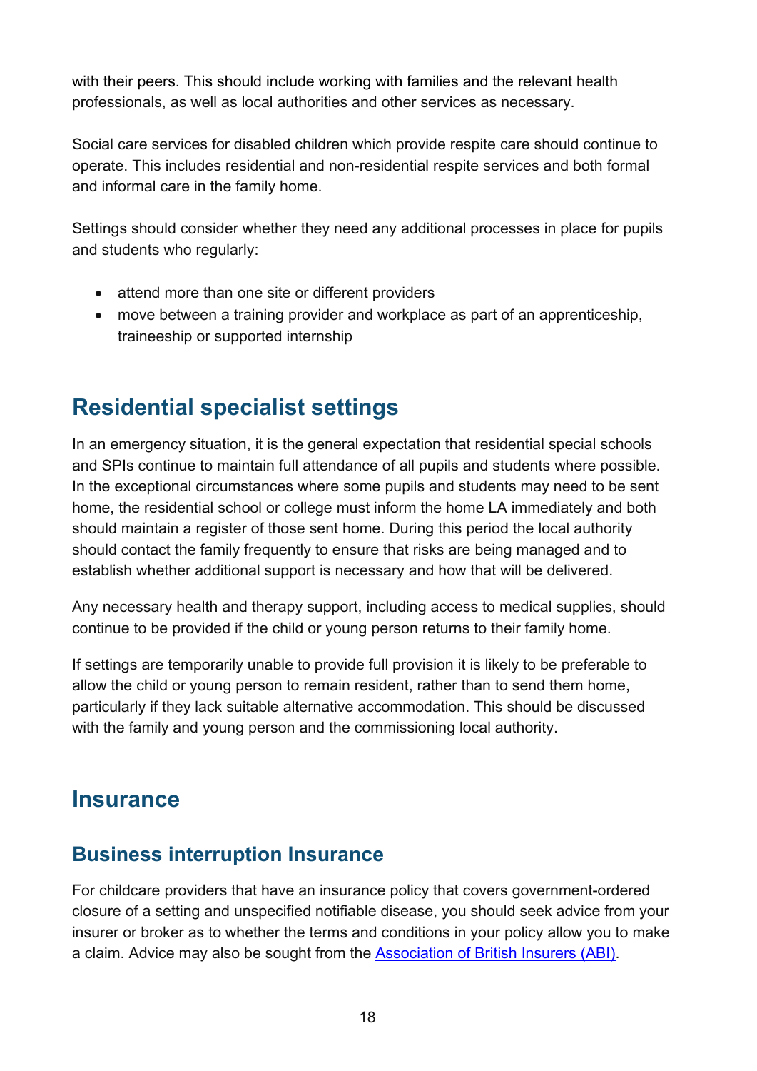with their peers. This should include working with families and the relevant health professionals, as well as local authorities and other services as necessary.

Social care services for disabled children which provide respite care should continue to operate. This includes residential and non-residential respite services and both formal and informal care in the family home.

Settings should consider whether they need any additional processes in place for pupils and students who regularly:

- attend more than one site or different providers
- move between a training provider and workplace as part of an apprenticeship, traineeship or supported internship

## Residential specialist settings

In an emergency situation, it is the general expectation that residential special schools and SPIs continue to maintain full attendance of all pupils and students where possible. In the exceptional circumstances where some pupils and students may need to be sent home, the residential school or college must inform the home LA immediately and both should maintain a register of those sent home. During this period the local authority should contact the family frequently to ensure that risks are being managed and to establish whether additional support is necessary and how that will be delivered.

Any necessary health and therapy support, including access to medical supplies, should continue to be provided if the child or young person returns to their family home.

If settings are temporarily unable to provide full provision it is likely to be preferable to allow the child or young person to remain resident, rather than to send them home, particularly if they lack suitable alternative accommodation. This should be discussed with the family and young person and the commissioning local authority.

## Insurance

### Business interruption Insurance

For childcare providers that have an insurance policy that covers government-ordered closure of a setting and unspecified notifiable disease, you should seek advice from your insurer or broker as to whether the terms and conditions in your policy allow you to make a claim. Advice may also be sought from the [Association of British Insurers (ABI)](#).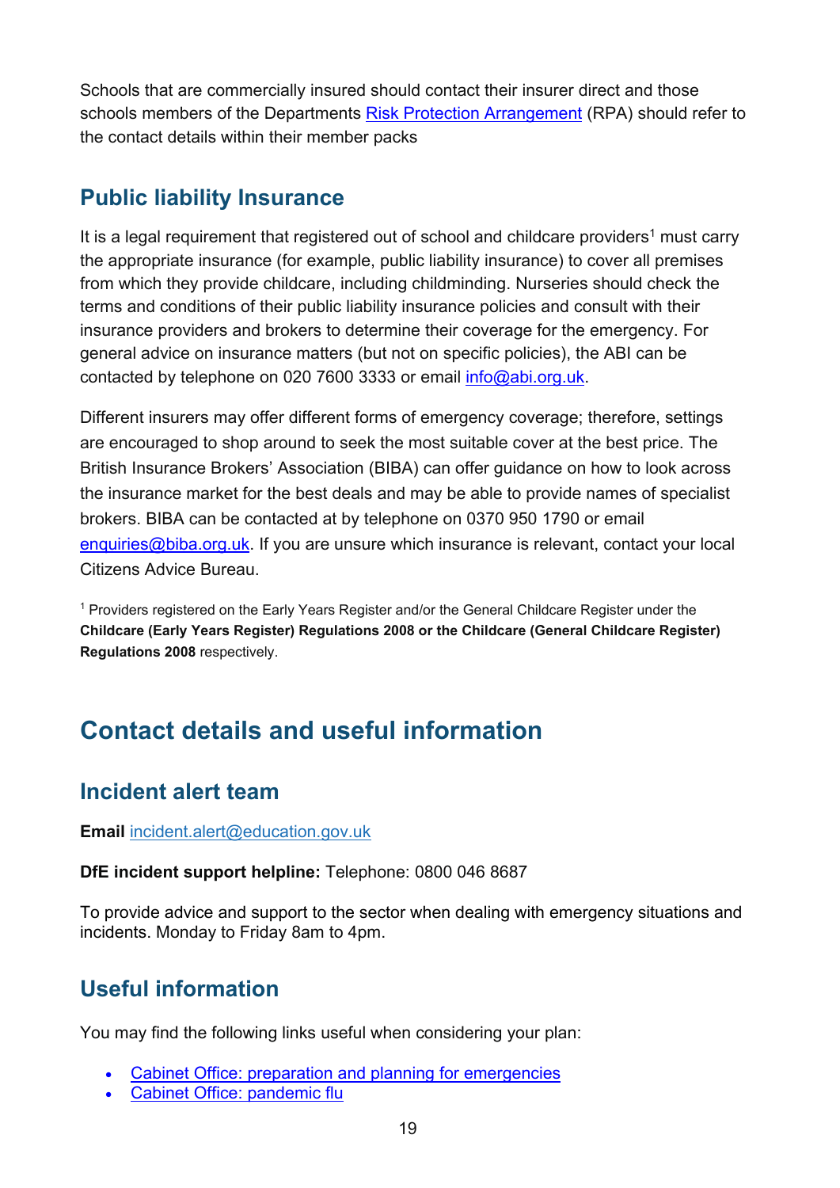Schools that are commercially insured should contact their insurer direct and those schools members of the Departments [Risk Protection Arrangement](#) (RPA) should refer to the contact details within their member packs

## Public liability Insurance

It is a legal requirement that registered out of school and childcare providers[1] must carry the appropriate insurance (for example, public liability insurance) to cover all premises from which they provide childcare, including childminding. Nurseries should check the terms and conditions of their public liability insurance policies and consult with their insurance providers and brokers to determine their coverage for the emergency. For general advice on insurance matters (but not on specific policies), the ABI can be contacted by telephone on 020 7600 3333 or email info@abi.org.uk.

Different insurers may offer different forms of emergency coverage; therefore, settings are encouraged to shop around to seek the most suitable cover at the best price. The British Insurance Brokers' Association (BIBA) can offer guidance on how to look across the insurance market for the best deals and may be able to provide names of specialist brokers. BIBA can be contacted at by telephone on 0370 950 1790 or email enquiries@biba.org.uk. If you are unsure which insurance is relevant, contact your local Citizens Advice Bureau.

[1] Providers registered on the Early Years Register and/or the General Childcare Register under the **Childcare (Early Years Register) Regulations 2008 or the Childcare (General Childcare Register) Regulations 2008** respectively.

# Contact details and useful information

## Incident alert team

**Email** incident.alert@education.gov.uk

**DfE incident support helpline:** Telephone: 0800 046 8687

To provide advice and support to the sector when dealing with emergency situations and incidents. Monday to Friday 8am to 4pm.

## Useful information

You may find the following links useful when considering your plan:

- [Cabinet Office: preparation and planning for emergencies](#)
- [Cabinet Office: pandemic flu](#)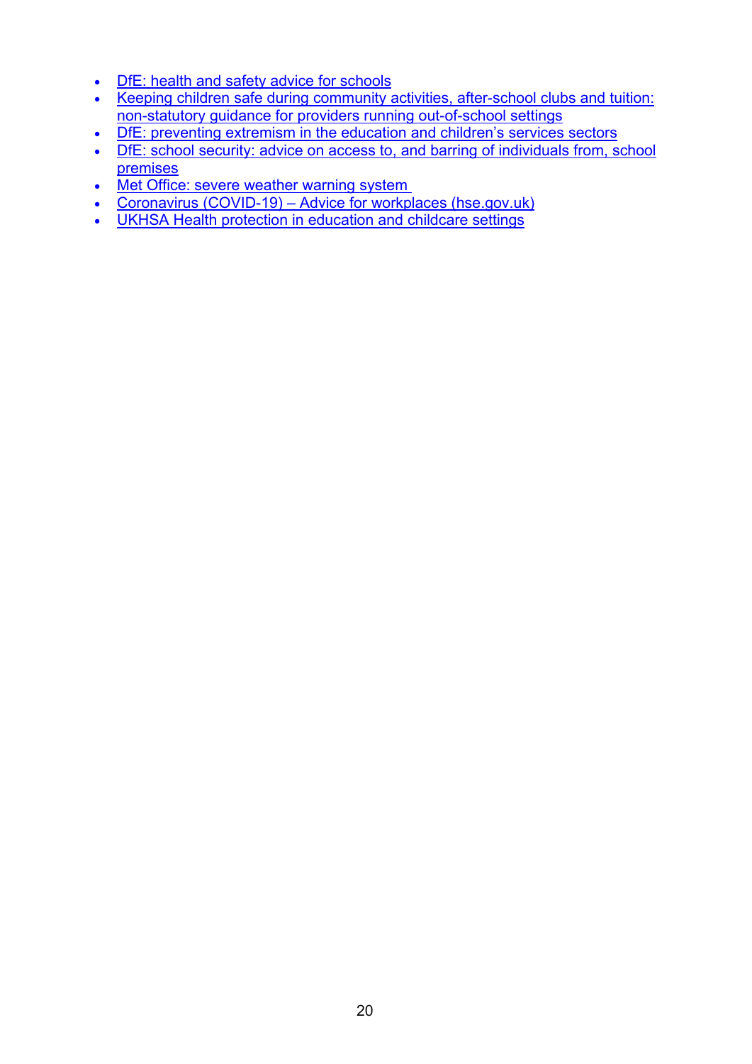- DfE: health and safety advice for schools
- Keeping children safe during community activities, after-school clubs and tuition: non-statutory guidance for providers running out-of-school settings
- DfE: preventing extremism in the education and children's services sectors
- DfE: school security: advice on access to, and barring of individuals from, school premises
- Met Office: severe weather warning system
- Coronavirus (COVID-19) – Advice for workplaces (hse.gov.uk)
- UKHSA Health protection in education and childcare settings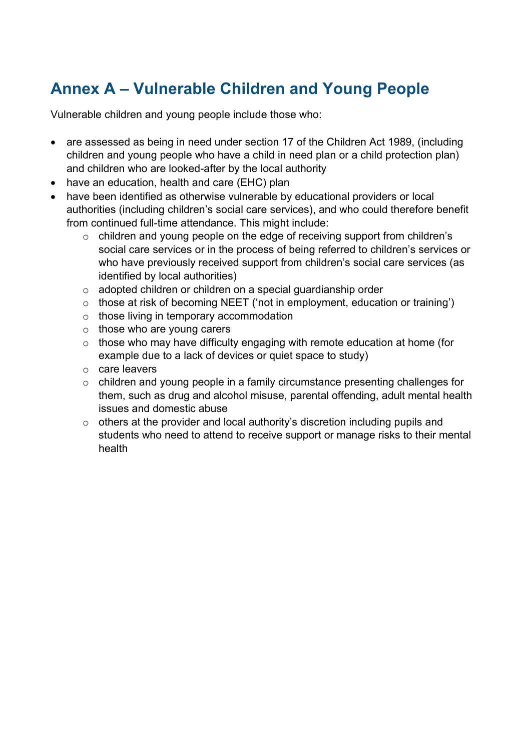## Annex A – Vulnerable Children and Young People

Vulnerable children and young people include those who:

- are assessed as being in need under section 17 of the Children Act 1989, (including children and young people who have a child in need plan or a child protection plan) and children who are looked-after by the local authority
- have an education, health and care (EHC) plan
- have been identified as otherwise vulnerable by educational providers or local authorities (including children's social care services), and who could therefore benefit from continued full-time attendance. This might include:
  - children and young people on the edge of receiving support from children's social care services or in the process of being referred to children's services or who have previously received support from children's social care services (as identified by local authorities)
  - adopted children or children on a special guardianship order
  - those at risk of becoming NEET ('not in employment, education or training')
  - those living in temporary accommodation
  - those who are young carers
  - those who may have difficulty engaging with remote education at home (for example due to a lack of devices or quiet space to study)
  - care leavers
  - children and young people in a family circumstance presenting challenges for them, such as drug and alcohol misuse, parental offending, adult mental health issues and domestic abuse
  - others at the provider and local authority's discretion including pupils and students who need to attend to receive support or manage risks to their mental health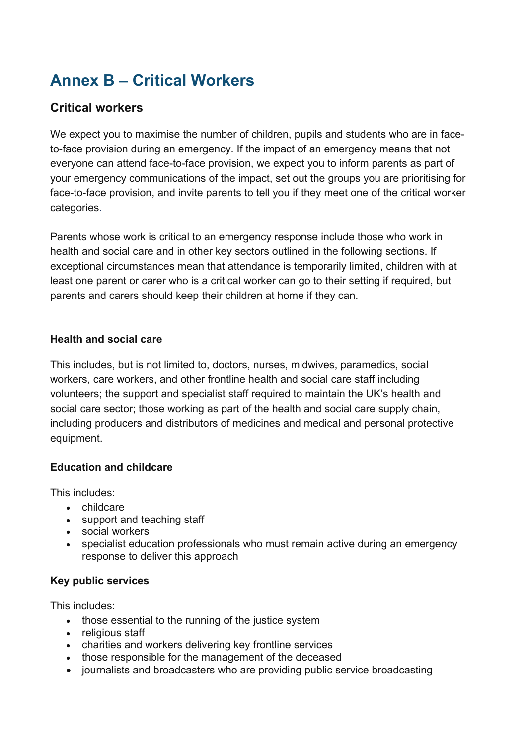# Annex B – Critical Workers

## Critical workers

We expect you to maximise the number of children, pupils and students who are in face-to-face provision during an emergency. If the impact of an emergency means that not everyone can attend face-to-face provision, we expect you to inform parents as part of your emergency communications of the impact, set out the groups you are prioritising for face-to-face provision, and invite parents to tell you if they meet one of the critical worker categories.

Parents whose work is critical to an emergency response include those who work in health and social care and in other key sectors outlined in the following sections. If exceptional circumstances mean that attendance is temporarily limited, children with at least one parent or carer who is a critical worker can go to their setting if required, but parents and carers should keep their children at home if they can.

### Health and social care

This includes, but is not limited to, doctors, nurses, midwives, paramedics, social workers, care workers, and other frontline health and social care staff including volunteers; the support and specialist staff required to maintain the UK's health and social care sector; those working as part of the health and social care supply chain, including producers and distributors of medicines and medical and personal protective equipment.

### Education and childcare

This includes:

- childcare
- support and teaching staff
- social workers
- specialist education professionals who must remain active during an emergency response to deliver this approach

### Key public services

This includes:

- those essential to the running of the justice system
- religious staff
- charities and workers delivering key frontline services
- those responsible for the management of the deceased
- journalists and broadcasters who are providing public service broadcasting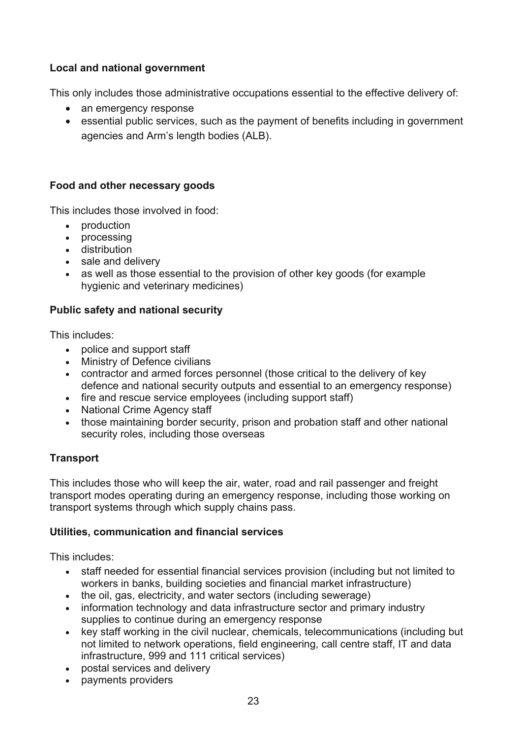**Local and national government**

This only includes those administrative occupations essential to the effective delivery of:

- an emergency response
- essential public services, such as the payment of benefits including in government agencies and Arm's length bodies (ALB).

**Food and other necessary goods**

This includes those involved in food:

- production
- processing
- distribution
- sale and delivery
- as well as those essential to the provision of other key goods (for example hygienic and veterinary medicines)

**Public safety and national security**

This includes:

- police and support staff
- Ministry of Defence civilians
- contractor and armed forces personnel (those critical to the delivery of key defence and national security outputs and essential to an emergency response)
- fire and rescue service employees (including support staff)
- National Crime Agency staff
- those maintaining border security, prison and probation staff and other national security roles, including those overseas

**Transport**

This includes those who will keep the air, water, road and rail passenger and freight transport modes operating during an emergency response, including those working on transport systems through which supply chains pass.

**Utilities, communication and financial services**

This includes:

- staff needed for essential financial services provision (including but not limited to workers in banks, building societies and financial market infrastructure)
- the oil, gas, electricity, and water sectors (including sewerage)
- information technology and data infrastructure sector and primary industry supplies to continue during an emergency response
- key staff working in the civil nuclear, chemicals, telecommunications (including but not limited to network operations, field engineering, call centre staff, IT and data infrastructure, 999 and 111 critical services)
- postal services and delivery
- payments providers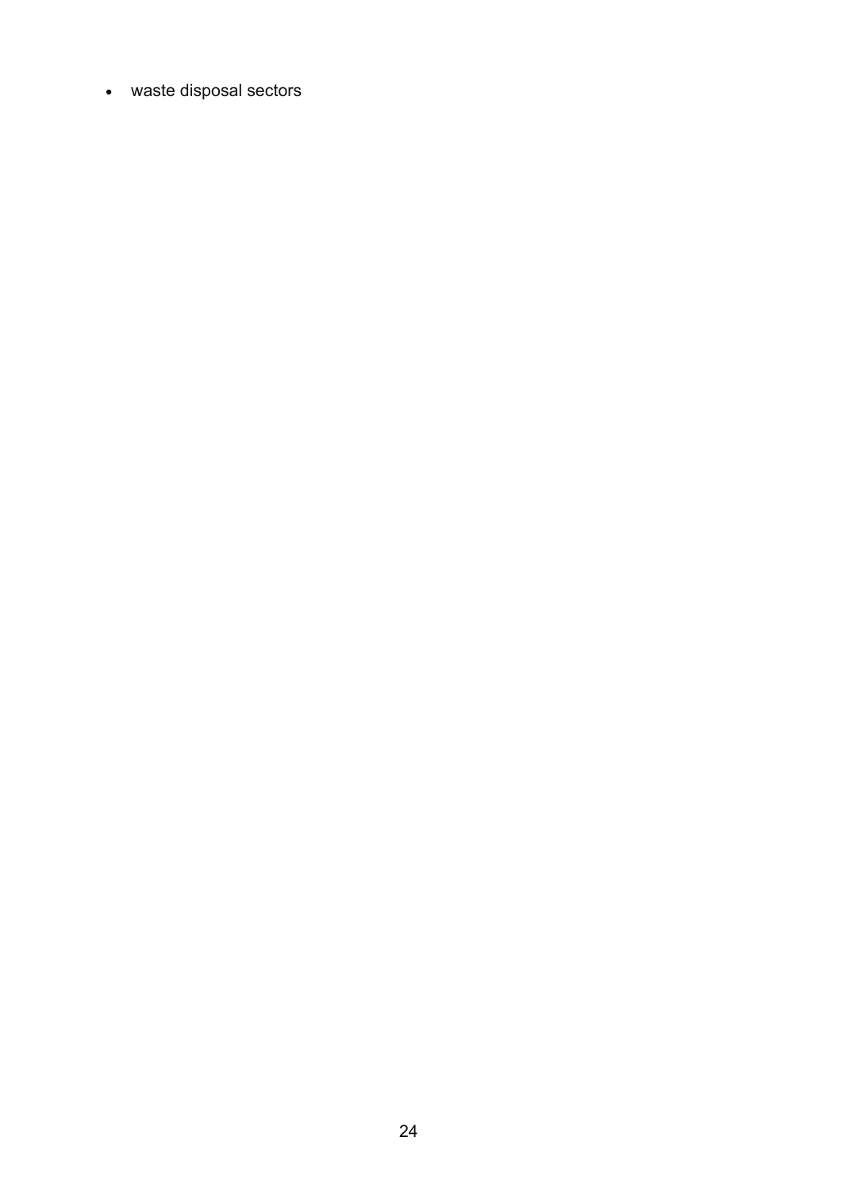- waste disposal sectors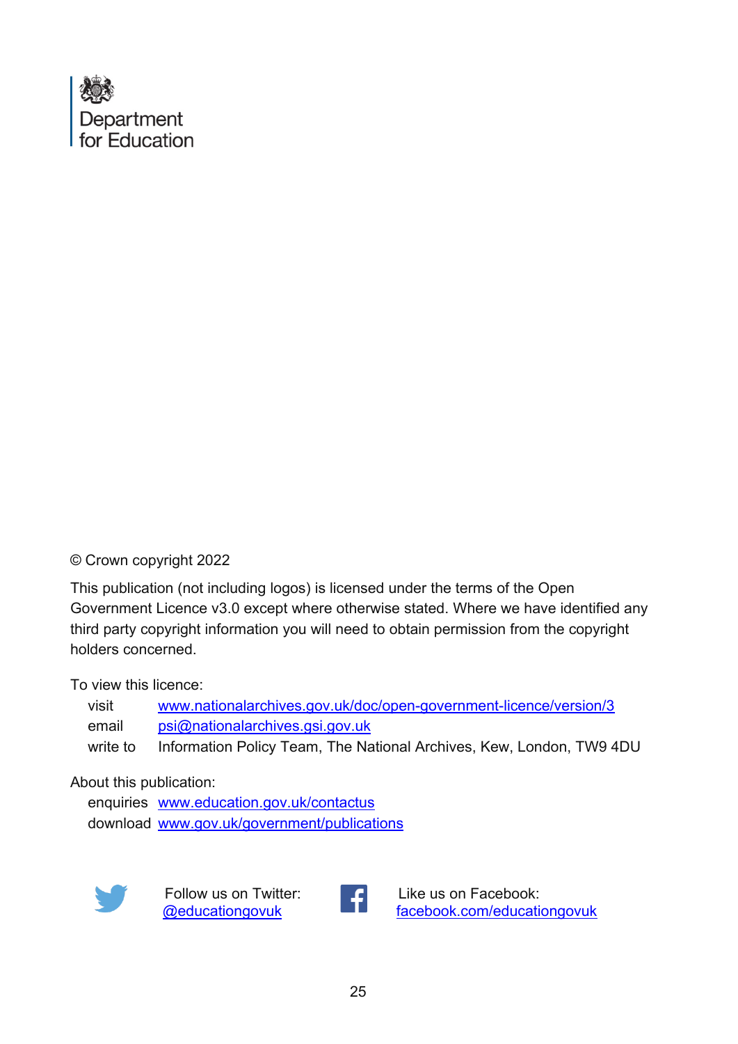Department for Education

© Crown copyright 2022

This publication (not including logos) is licensed under the terms of the Open Government Licence v3.0 except where otherwise stated. Where we have identified any third party copyright information you will need to obtain permission from the copyright holders concerned.

To view this licence:

visit www.nationalarchives.gov.uk/doc/open-government-licence/version/3
email psi@nationalarchives.gsi.gov.uk
write to Information Policy Team, The National Archives, Kew, London, TW9 4DU

About this publication:

enquiries www.education.gov.uk/contactus
download www.gov.uk/government/publications

Follow us on Twitter: @educationgovuk

Like us on Facebook: facebook.com/educationgovuk